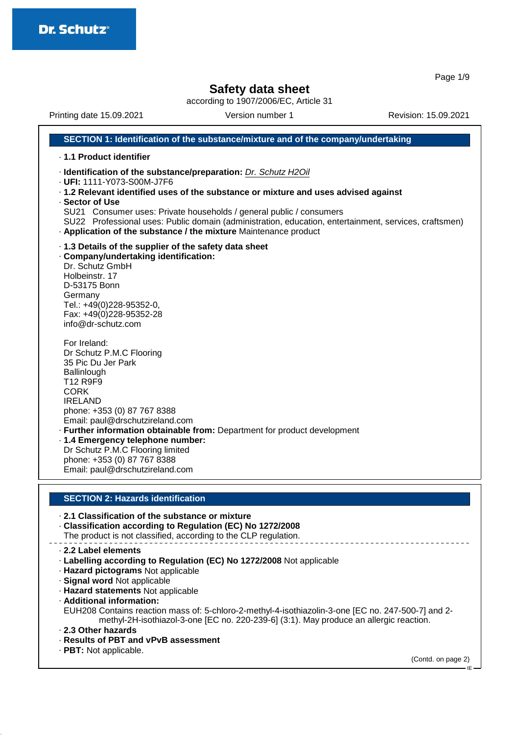Dr. Schutz®

# Safety data sheet

according to 1907/2006/EC, Article 31

Printing date 15.09.2021 Version number 1 Revision: 15.09.2021

## SECTION 1: Identification of the substance/mixture and of the company/undertaking

· **1.1 Product identifier**

· **Identification of the substance/preparation:** *Dr. Schutz H2Oil*
· **UFI:** 1111-Y073-S00M-J7F6
· **1.2 Relevant identified uses of the substance or mixture and uses advised against**
· **Sector of Use**
SU21 Consumer uses: Private households / general public / consumers
SU22 Professional uses: Public domain (administration, education, entertainment, services, craftsmen)
· **Application of the substance / the mixture** Maintenance product

· **1.3 Details of the supplier of the safety data sheet**
· **Company/undertaking identification:**
Dr. Schutz GmbH
Holbeinstr. 17
D-53175 Bonn
Germany
Tel.: +49(0)228-95352-0,
Fax: +49(0)228-95352-28
info@dr-schutz.com

For Ireland:
Dr Schutz P.M.C Flooring
35 Pic Du Jer Park
Ballinlough
T12 R9F9
CORK
IRELAND
phone: +353 (0) 87 767 8388
Email: paul@drschutzireland.com
· **Further information obtainable from:** Department for product development
· **1.4 Emergency telephone number:**
Dr Schutz P.M.C Flooring limited
phone: +353 (0) 87 767 8388
Email: paul@drschutzireland.com

## SECTION 2: Hazards identification

· **2.1 Classification of the substance or mixture**
· **Classification according to Regulation (EC) No 1272/2008**
The product is not classified, according to the CLP regulation.

· **2.2 Label elements**
· **Labelling according to Regulation (EC) No 1272/2008** Not applicable
· **Hazard pictograms** Not applicable
· **Signal word** Not applicable
· **Hazard statements** Not applicable
· **Additional information:**
EUH208 Contains reaction mass of: 5-chloro-2-methyl-4-isothiazolin-3-one [EC no. 247-500-7] and 2-methyl-2H-isothiazol-3-one [EC no. 220-239-6] (3:1). May produce an allergic reaction.
· **2.3 Other hazards**
· **Results of PBT and vPvB assessment**
· **PBT:** Not applicable.

(Contd. on page 2)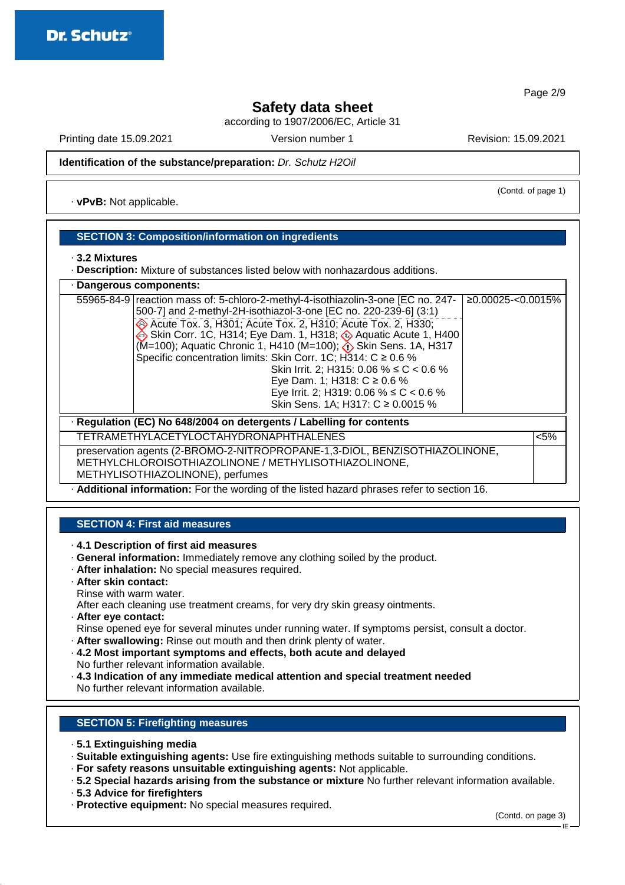## Safety data sheet

according to 1907/2006/EC, Article 31

Printing date 15.09.2021 Version number 1 Revision: 15.09.2021

**Identification of the substance/preparation:** *Dr. Schutz H2Oil*

(Contd. of page 1)

· **vPvB:** Not applicable.

### SECTION 3: Composition/information on ingredients

· **3.2 Mixtures**

· **Description:** Mixture of substances listed below with nonhazardous additions.

· **Dangerous components:**

| | | |
|---|---|---|
| 55965-84-9 | reaction mass of: 5-chloro-2-methyl-4-isothiazolin-3-one [EC no. 247-500-7] and 2-methyl-2H-isothiazol-3-one [EC no. 220-239-6] (3:1)<br>Acute Tox. 3, H301; Acute Tox. 2, H310; Acute Tox. 2, H330; Skin Corr. 1C, H314; Eye Dam. 1, H318; Aquatic Acute 1, H400 (M=100); Aquatic Chronic 1, H410 (M=100); Skin Sens. 1A, H317<br>Specific concentration limits: Skin Corr. 1C; H314: C ≥ 0.6 %<br>Skin Irrit. 2; H315: 0.06 % ≤ C < 0.6 %<br>Eye Dam. 1; H318: C ≥ 0.6 %<br>Eye Irrit. 2; H319: 0.06 % ≤ C < 0.6 %<br>Skin Sens. 1A; H317: C ≥ 0.0015 % | ≥0.00025-<0.0015% |

· **Regulation (EC) No 648/2004 on detergents / Labelling for contents**

| | |
|---|---|
| TETRAMETHYLACETYLOCTAHYDRONAPHTHALENES | <5% |
| preservation agents (2-BROMO-2-NITROPROPANE-1,3-DIOL, BENZISOTHIAZOLINONE, METHYLCHLOROISOTHIAZOLINONE / METHYLISOTHIAZOLINONE, METHYLISOTHIAZOLINONE), perfumes | |

· **Additional information:** For the wording of the listed hazard phrases refer to section 16.

### SECTION 4: First aid measures

· **4.1 Description of first aid measures**

· **General information:** Immediately remove any clothing soiled by the product.

· **After inhalation:** No special measures required.

· **After skin contact:**

Rinse with warm water.

After each cleaning use treatment creams, for very dry skin greasy ointments.

· **After eye contact:**

Rinse opened eye for several minutes under running water. If symptoms persist, consult a doctor.

· **After swallowing:** Rinse out mouth and then drink plenty of water.

· **4.2 Most important symptoms and effects, both acute and delayed**

No further relevant information available.

· **4.3 Indication of any immediate medical attention and special treatment needed**

No further relevant information available.

### SECTION 5: Firefighting measures

· **5.1 Extinguishing media**

· **Suitable extinguishing agents:** Use fire extinguishing methods suitable to surrounding conditions.

· **For safety reasons unsuitable extinguishing agents:** Not applicable.

· **5.2 Special hazards arising from the substance or mixture** No further relevant information available.

· **5.3 Advice for firefighters**

· **Protective equipment:** No special measures required.

(Contd. on page 3)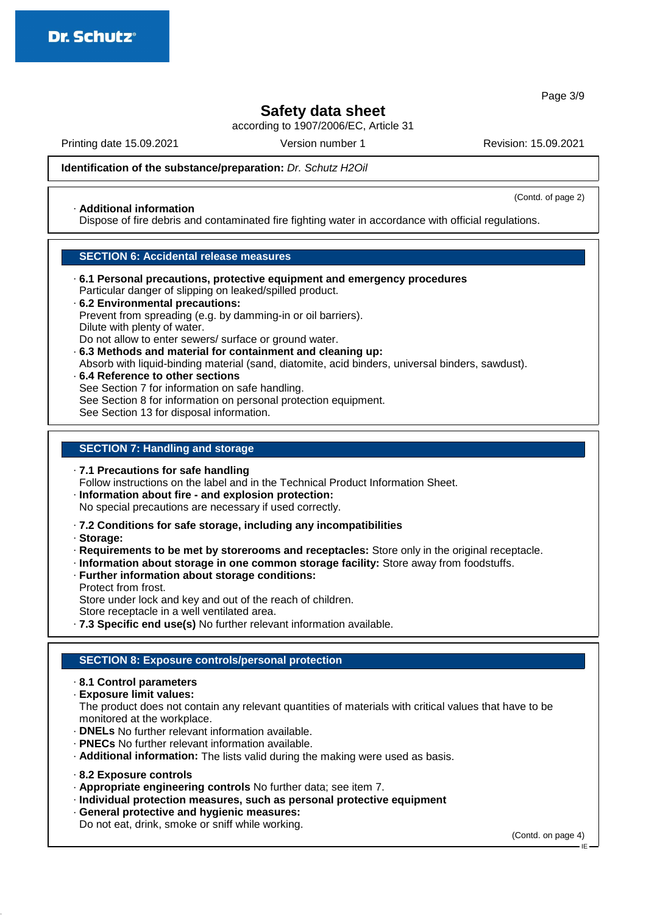**Identification of the substance/preparation:** *Dr. Schutz H2Oil*

(Contd. of page 2)

· **Additional information**
Dispose of fire debris and contaminated fire fighting water in accordance with official regulations.

## SECTION 6: Accidental release measures

· **6.1 Personal precautions, protective equipment and emergency procedures**
Particular danger of slipping on leaked/spilled product.

· **6.2 Environmental precautions:**
Prevent from spreading (e.g. by damming-in or oil barriers).
Dilute with plenty of water.
Do not allow to enter sewers/ surface or ground water.

· **6.3 Methods and material for containment and cleaning up:**
Absorb with liquid-binding material (sand, diatomite, acid binders, universal binders, sawdust).

· **6.4 Reference to other sections**
See Section 7 for information on safe handling.
See Section 8 for information on personal protection equipment.
See Section 13 for disposal information.

## SECTION 7: Handling and storage

· **7.1 Precautions for safe handling**
Follow instructions on the label and in the Technical Product Information Sheet.

· **Information about fire - and explosion protection:**
No special precautions are necessary if used correctly.

· **7.2 Conditions for safe storage, including any incompatibilities**

· **Storage:**

· **Requirements to be met by storerooms and receptacles:** Store only in the original receptacle.

· **Information about storage in one common storage facility:** Store away from foodstuffs.

· **Further information about storage conditions:**
Protect from frost.
Store under lock and key and out of the reach of children.
Store receptacle in a well ventilated area.

· **7.3 Specific end use(s)** No further relevant information available.

## SECTION 8: Exposure controls/personal protection

· **8.1 Control parameters**

· **Exposure limit values:**
The product does not contain any relevant quantities of materials with critical values that have to be monitored at the workplace.

· **DNELs** No further relevant information available.

· **PNECs** No further relevant information available.

· **Additional information:** The lists valid during the making were used as basis.

· **8.2 Exposure controls**

· **Appropriate engineering controls** No further data; see item 7.

· **Individual protection measures, such as personal protective equipment**

· **General protective and hygienic measures:**
Do not eat, drink, smoke or sniff while working.

(Contd. on page 4)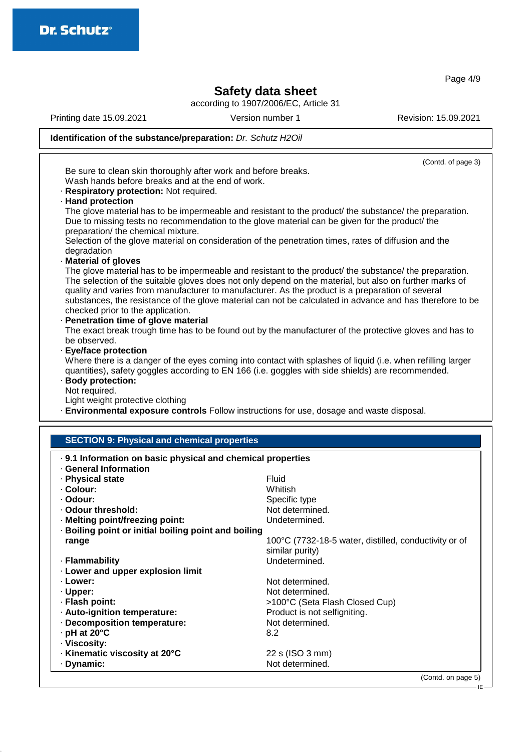# Safety data sheet

according to 1907/2006/EC, Article 31

Printing date 15.09.2021 | Version number 1 | Revision: 15.09.2021

**Identification of the substance/preparation:** *Dr. Schutz H2Oil*

(Contd. of page 3)

Be sure to clean skin thoroughly after work and before breaks.
Wash hands before breaks and at the end of work.

· **Respiratory protection:** Not required.

· **Hand protection**
The glove material has to be impermeable and resistant to the product/ the substance/ the preparation.
Due to missing tests no recommendation to the glove material can be given for the product/ the preparation/ the chemical mixture.
Selection of the glove material on consideration of the penetration times, rates of diffusion and the degradation

· **Material of gloves**
The glove material has to be impermeable and resistant to the product/ the substance/ the preparation.
The selection of the suitable gloves does not only depend on the material, but also on further marks of quality and varies from manufacturer to manufacturer. As the product is a preparation of several substances, the resistance of the glove material can not be calculated in advance and has therefore to be checked prior to the application.

· **Penetration time of glove material**
The exact break trough time has to be found out by the manufacturer of the protective gloves and has to be observed.

· **Eye/face protection**
Where there is a danger of the eyes coming into contact with splashes of liquid (i.e. when refilling larger quantities), safety goggles according to EN 166 (i.e. goggles with side shields) are recommended.

· **Body protection:**
Not required.
Light weight protective clothing

· **Environmental exposure controls** Follow instructions for use, dosage and waste disposal.

## SECTION 9: Physical and chemical properties

· **9.1 Information on basic physical and chemical properties**

· **General Information**

| Property | Value |
|---|---|
| · **Physical state** | Fluid |
| · **Colour:** | Whitish |
| · **Odour:** | Specific type |
| · **Odour threshold:** | Not determined. |
| · **Melting point/freezing point:** | Undetermined. |
| · **Boiling point or initial boiling point and boiling range** | 100°C (7732-18-5 water, distilled, conductivity or of similar purity) |
| · **Flammability** | Undetermined. |
| · **Lower and upper explosion limit** | |
| · **Lower:** | Not determined. |
| · **Upper:** | Not determined. |
| · **Flash point:** | >100°C (Seta Flash Closed Cup) |
| · **Auto-ignition temperature:** | Product is not selfigniting. |
| · **Decomposition temperature:** | Not determined. |
| · **pH at 20°C** | 8.2 |
| · **Viscosity:** | |
| · **Kinematic viscosity at 20°C** | 22 s (ISO 3 mm) |
| · **Dynamic:** | Not determined. |

(Contd. on page 5)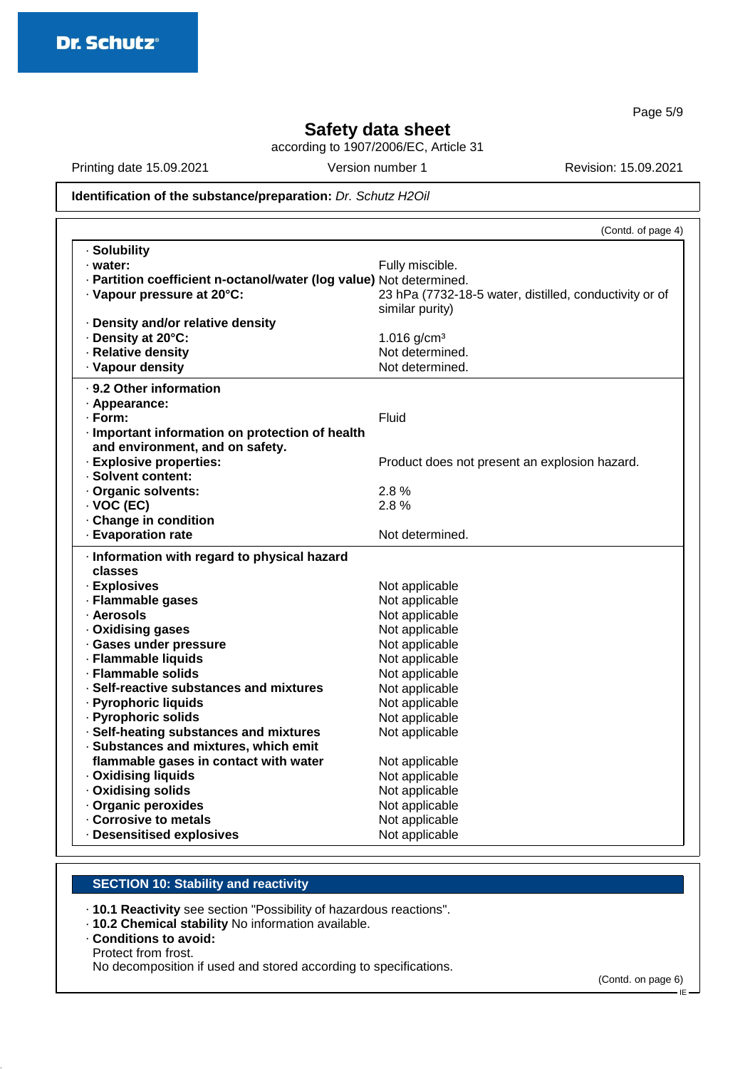Safety data sheet

according to 1907/2006/EC, Article 31

Printing date 15.09.2021 Version number 1 Revision: 15.09.2021

**Identification of the substance/preparation:** *Dr. Schutz H2Oil*

(Contd. of page 4)

| | |
|---|---|
| · **Solubility** | |
| · **water:** | Fully miscible. |
| · **Partition coefficient n-octanol/water (log value)** | Not determined. |
| · **Vapour pressure at 20°C:** | 23 hPa (7732-18-5 water, distilled, conductivity or of similar purity) |
| · **Density and/or relative density** | |
| · **Density at 20°C:** | 1.016 g/cm³ |
| · **Relative density** | Not determined. |
| · **Vapour density** | Not determined. |

| | |
|---|---|
| · **9.2 Other information** | |
| · **Appearance:** | |
| · **Form:** | Fluid |
| · **Important information on protection of health and environment, and on safety.** | |
| · **Explosive properties:** | Product does not present an explosion hazard. |
| · **Solvent content:** | |
| · **Organic solvents:** | 2.8 % |
| · **VOC (EC)** | 2.8 % |
| · **Change in condition** | |
| · **Evaporation rate** | Not determined. |

| | |
|---|---|
| · **Information with regard to physical hazard classes** | |
| · **Explosives** | Not applicable |
| · **Flammable gases** | Not applicable |
| · **Aerosols** | Not applicable |
| · **Oxidising gases** | Not applicable |
| · **Gases under pressure** | Not applicable |
| · **Flammable liquids** | Not applicable |
| · **Flammable solids** | Not applicable |
| · **Self-reactive substances and mixtures** | Not applicable |
| · **Pyrophoric liquids** | Not applicable |
| · **Pyrophoric solids** | Not applicable |
| · **Self-heating substances and mixtures** | Not applicable |
| · **Substances and mixtures, which emit flammable gases in contact with water** | Not applicable |
| · **Oxidising liquids** | Not applicable |
| · **Oxidising solids** | Not applicable |
| · **Organic peroxides** | Not applicable |
| · **Corrosive to metals** | Not applicable |
| · **Desensitised explosives** | Not applicable |

## SECTION 10: Stability and reactivity

· **10.1 Reactivity** see section "Possibility of hazardous reactions".
· **10.2 Chemical stability** No information available.
· **Conditions to avoid:**
Protect from frost.
No decomposition if used and stored according to specifications.

(Contd. on page 6)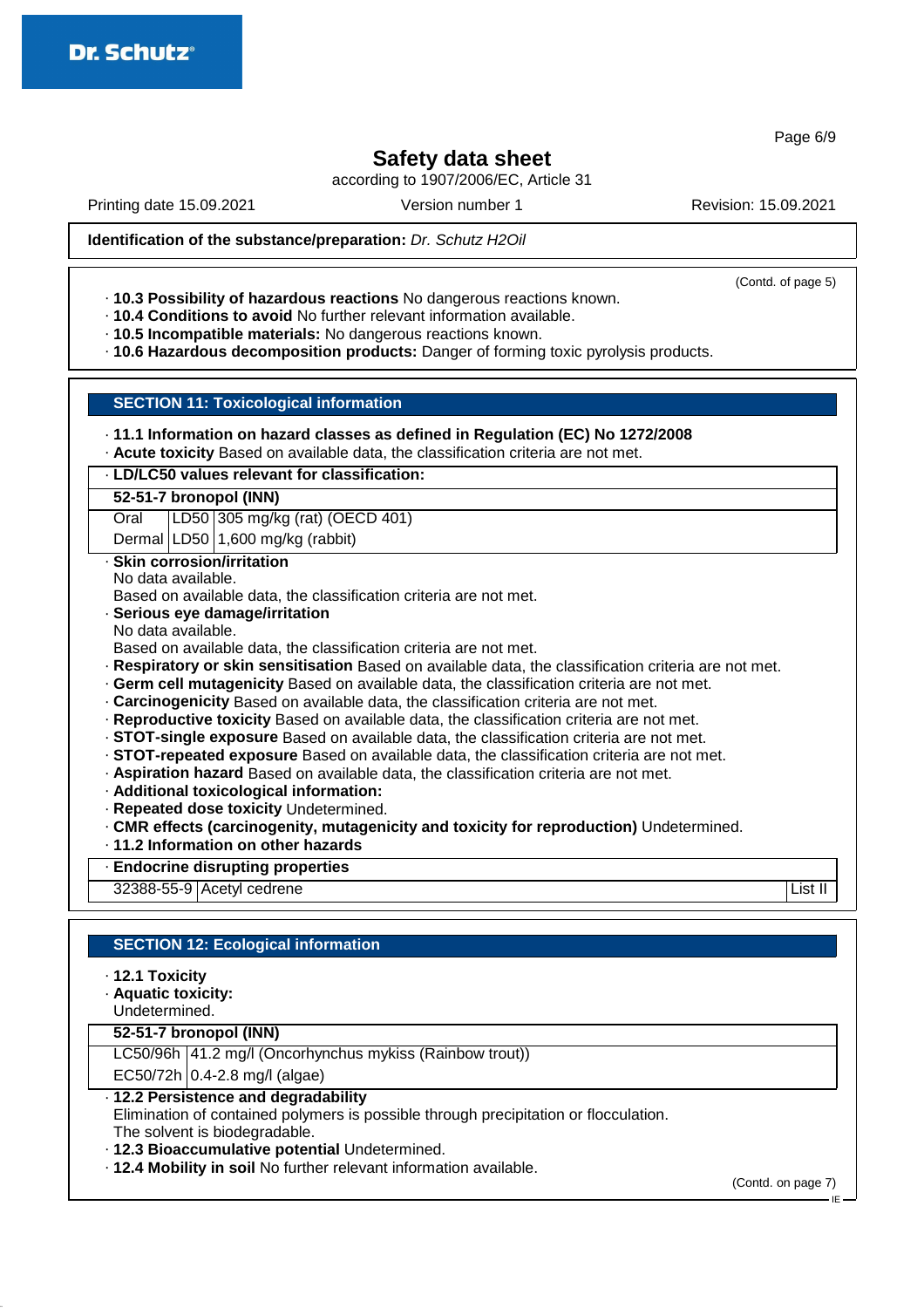**Identification of the substance/preparation:** *Dr. Schutz H2Oil*

(Contd. of page 5)

· **10.3 Possibility of hazardous reactions** No dangerous reactions known.
· **10.4 Conditions to avoid** No further relevant information available.
· **10.5 Incompatible materials:** No dangerous reactions known.
· **10.6 Hazardous decomposition products:** Danger of forming toxic pyrolysis products.

## SECTION 11: Toxicological information

· **11.1 Information on hazard classes as defined in Regulation (EC) No 1272/2008**
· **Acute toxicity** Based on available data, the classification criteria are not met.

| · **LD/LC50 values relevant for classification:** | | |
|---|---|---|
| **52-51-7 bronopol (INN)** | | |
| Oral | LD50 | 305 mg/kg (rat) (OECD 401) |
| Dermal | LD50 | 1,600 mg/kg (rabbit) |

· **Skin corrosion/irritation**
No data available.
Based on available data, the classification criteria are not met.
· **Serious eye damage/irritation**
No data available.
Based on available data, the classification criteria are not met.
· **Respiratory or skin sensitisation** Based on available data, the classification criteria are not met.
· **Germ cell mutagenicity** Based on available data, the classification criteria are not met.
· **Carcinogenicity** Based on available data, the classification criteria are not met.
· **Reproductive toxicity** Based on available data, the classification criteria are not met.
· **STOT-single exposure** Based on available data, the classification criteria are not met.
· **STOT-repeated exposure** Based on available data, the classification criteria are not met.
· **Aspiration hazard** Based on available data, the classification criteria are not met.
· **Additional toxicological information:**
· **Repeated dose toxicity** Undetermined.
· **CMR effects (carcinogenity, mutagenicity and toxicity for reproduction)** Undetermined.
· **11.2 Information on other hazards**

| · **Endocrine disrupting properties** | | |
|---|---|---|
| 32388-55-9 | Acetyl cedrene | List II |

## SECTION 12: Ecological information

· **12.1 Toxicity**
· **Aquatic toxicity:**
Undetermined.

| **52-51-7 bronopol (INN)** | |
|---|---|
| LC50/96h | 41.2 mg/l (Oncorhynchus mykiss (Rainbow trout)) |
| EC50/72h | 0.4-2.8 mg/l (algae) |

· **12.2 Persistence and degradability**
Elimination of contained polymers is possible through precipitation or flocculation.
The solvent is biodegradable.
· **12.3 Bioaccumulative potential** Undetermined.
· **12.4 Mobility in soil** No further relevant information available.

(Contd. on page 7)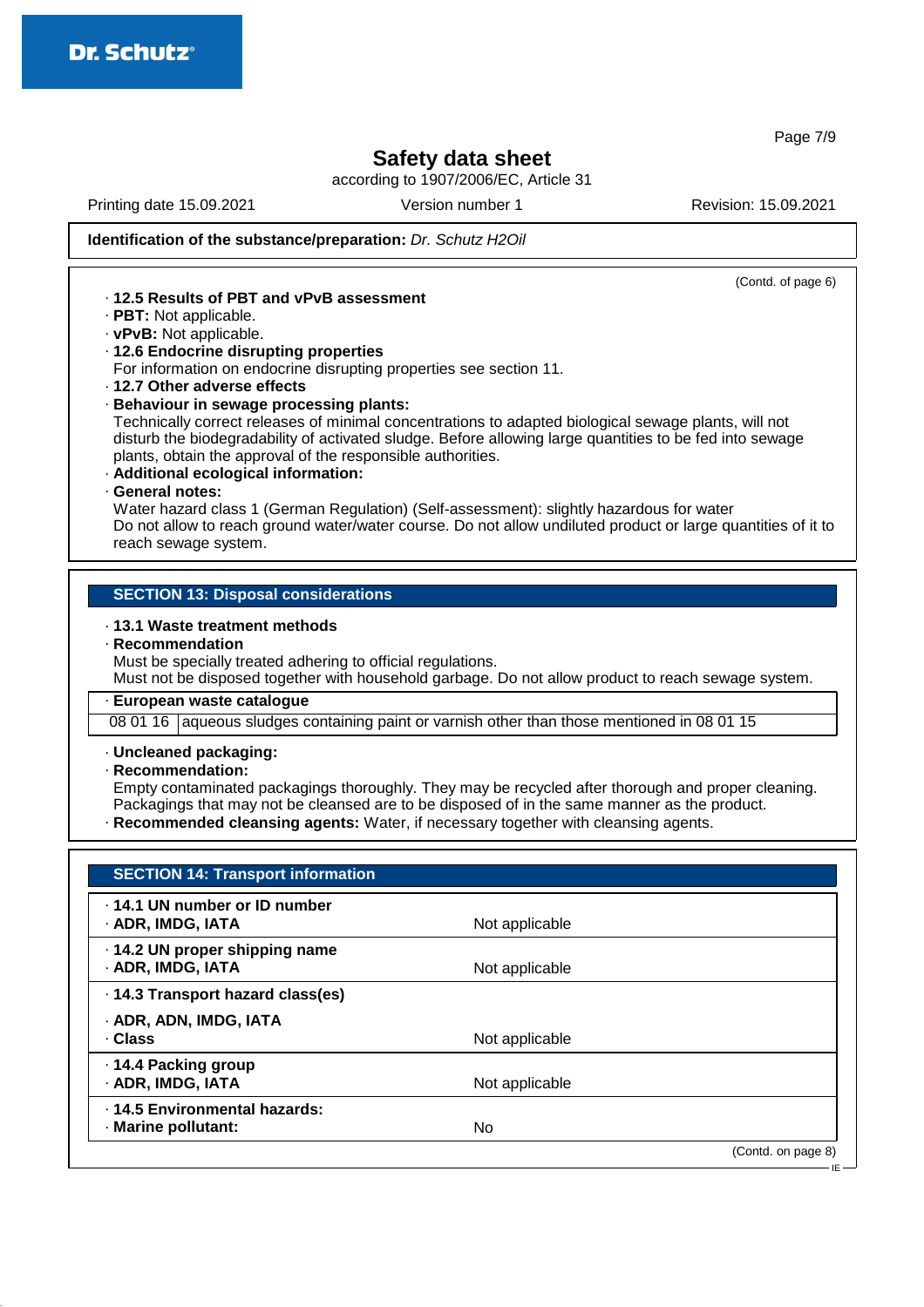**Identification of the substance/preparation:** *Dr. Schutz H2Oil*

(Contd. of page 6)

- **12.5 Results of PBT and vPvB assessment**
- **PBT:** Not applicable.
- **vPvB:** Not applicable.
- **12.6 Endocrine disrupting properties**
  For information on endocrine disrupting properties see section 11.
- **12.7 Other adverse effects**
- **Behaviour in sewage processing plants:**
  Technically correct releases of minimal concentrations to adapted biological sewage plants, will not disturb the biodegradability of activated sludge. Before allowing large quantities to be fed into sewage plants, obtain the approval of the responsible authorities.
- **Additional ecological information:**
- **General notes:**
  Water hazard class 1 (German Regulation) (Self-assessment): slightly hazardous for water
  Do not allow to reach ground water/water course. Do not allow undiluted product or large quantities of it to reach sewage system.

## SECTION 13: Disposal considerations

- **13.1 Waste treatment methods**
- **Recommendation**
  Must be specially treated adhering to official regulations.
  Must not be disposed together with household garbage. Do not allow product to reach sewage system.

| · European waste catalogue | |
|---|---|
| 08 01 16 | aqueous sludges containing paint or varnish other than those mentioned in 08 01 15 |

- **Uncleaned packaging:**
- **Recommendation:**
  Empty contaminated packagings thoroughly. They may be recycled after thorough and proper cleaning. Packagings that may not be cleansed are to be disposed of in the same manner as the product.
- **Recommended cleansing agents:** Water, if necessary together with cleansing agents.

## SECTION 14: Transport information

| | |
|---|---|
| **· 14.1 UN number or ID number**<br>**· ADR, IMDG, IATA** | Not applicable |
| **· 14.2 UN proper shipping name**<br>**· ADR, IMDG, IATA** | Not applicable |
| **· 14.3 Transport hazard class(es)** | |
| **· ADR, ADN, IMDG, IATA**<br>**· Class** | Not applicable |
| **· 14.4 Packing group**<br>**· ADR, IMDG, IATA** | Not applicable |
| **· 14.5 Environmental hazards:**<br>**· Marine pollutant:** | No |

(Contd. on page 8)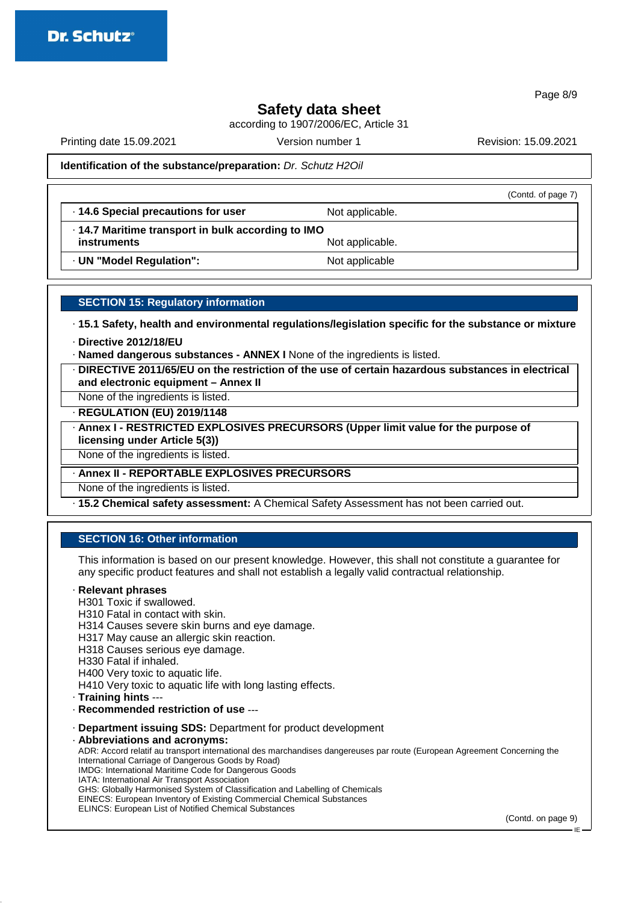**Identification of the substance/preparation:** *Dr. Schutz H2Oil*

(Contd. of page 7)

| | |
|---|---|
| · **14.6 Special precautions for user** | Not applicable. |
| · **14.7 Maritime transport in bulk according to IMO instruments** | Not applicable. |
| · **UN "Model Regulation":** | Not applicable |

## SECTION 15: Regulatory information

· **15.1 Safety, health and environmental regulations/legislation specific for the substance or mixture**

· **Directive 2012/18/EU**

· **Named dangerous substances - ANNEX I** None of the ingredients is listed.

· **DIRECTIVE 2011/65/EU on the restriction of the use of certain hazardous substances in electrical and electronic equipment – Annex II**

None of the ingredients is listed.

· **REGULATION (EU) 2019/1148**

· **Annex I - RESTRICTED EXPLOSIVES PRECURSORS (Upper limit value for the purpose of licensing under Article 5(3))**

None of the ingredients is listed.

· **Annex II - REPORTABLE EXPLOSIVES PRECURSORS**

None of the ingredients is listed.

· **15.2 Chemical safety assessment:** A Chemical Safety Assessment has not been carried out.

## SECTION 16: Other information

This information is based on our present knowledge. However, this shall not constitute a guarantee for any specific product features and shall not establish a legally valid contractual relationship.

· **Relevant phrases**

H301 Toxic if swallowed.
H310 Fatal in contact with skin.
H314 Causes severe skin burns and eye damage.
H317 May cause an allergic skin reaction.
H318 Causes serious eye damage.
H330 Fatal if inhaled.
H400 Very toxic to aquatic life.
H410 Very toxic to aquatic life with long lasting effects.

· **Training hints** ---

· **Recommended restriction of use** ---

· **Department issuing SDS:** Department for product development

· **Abbreviations and acronyms:**

ADR: Accord relatif au transport international des marchandises dangereuses par route (European Agreement Concerning the International Carriage of Dangerous Goods by Road)
IMDG: International Maritime Code for Dangerous Goods
IATA: International Air Transport Association
GHS: Globally Harmonised System of Classification and Labelling of Chemicals
EINECS: European Inventory of Existing Commercial Chemical Substances
ELINCS: European List of Notified Chemical Substances

(Contd. on page 9)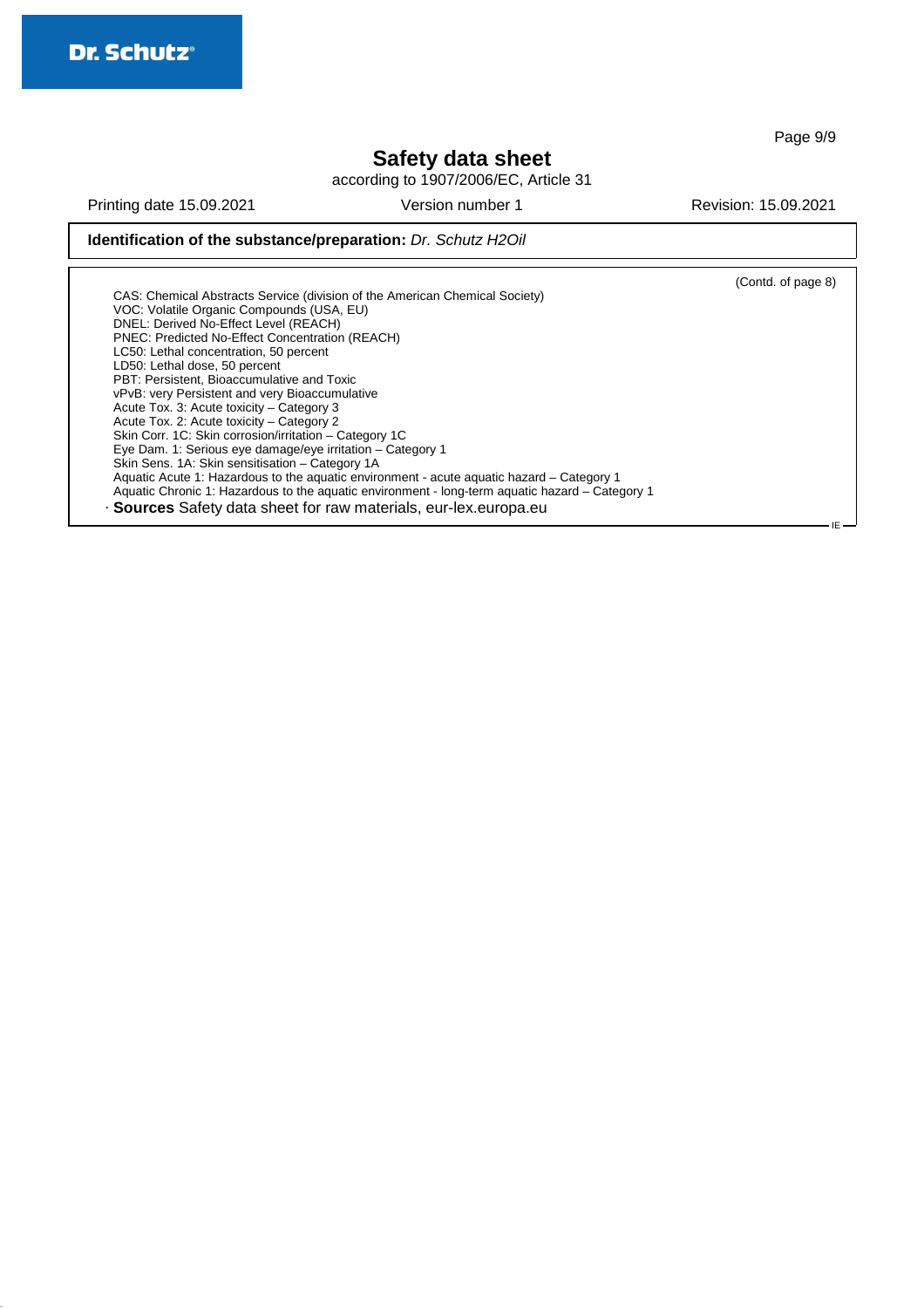**Identification of the substance/preparation:** *Dr. Schutz H2Oil*

(Contd. of page 8)

CAS: Chemical Abstracts Service (division of the American Chemical Society)
VOC: Volatile Organic Compounds (USA, EU)
DNEL: Derived No-Effect Level (REACH)
PNEC: Predicted No-Effect Concentration (REACH)
LC50: Lethal concentration, 50 percent
LD50: Lethal dose, 50 percent
PBT: Persistent, Bioaccumulative and Toxic
vPvB: very Persistent and very Bioaccumulative
Acute Tox. 3: Acute toxicity – Category 3
Acute Tox. 2: Acute toxicity – Category 2
Skin Corr. 1C: Skin corrosion/irritation – Category 1C
Eye Dam. 1: Serious eye damage/eye irritation – Category 1
Skin Sens. 1A: Skin sensitisation – Category 1A
Aquatic Acute 1: Hazardous to the aquatic environment - acute aquatic hazard – Category 1
Aquatic Chronic 1: Hazardous to the aquatic environment - long-term aquatic hazard – Category 1

· **Sources** Safety data sheet for raw materials, eur-lex.europa.eu